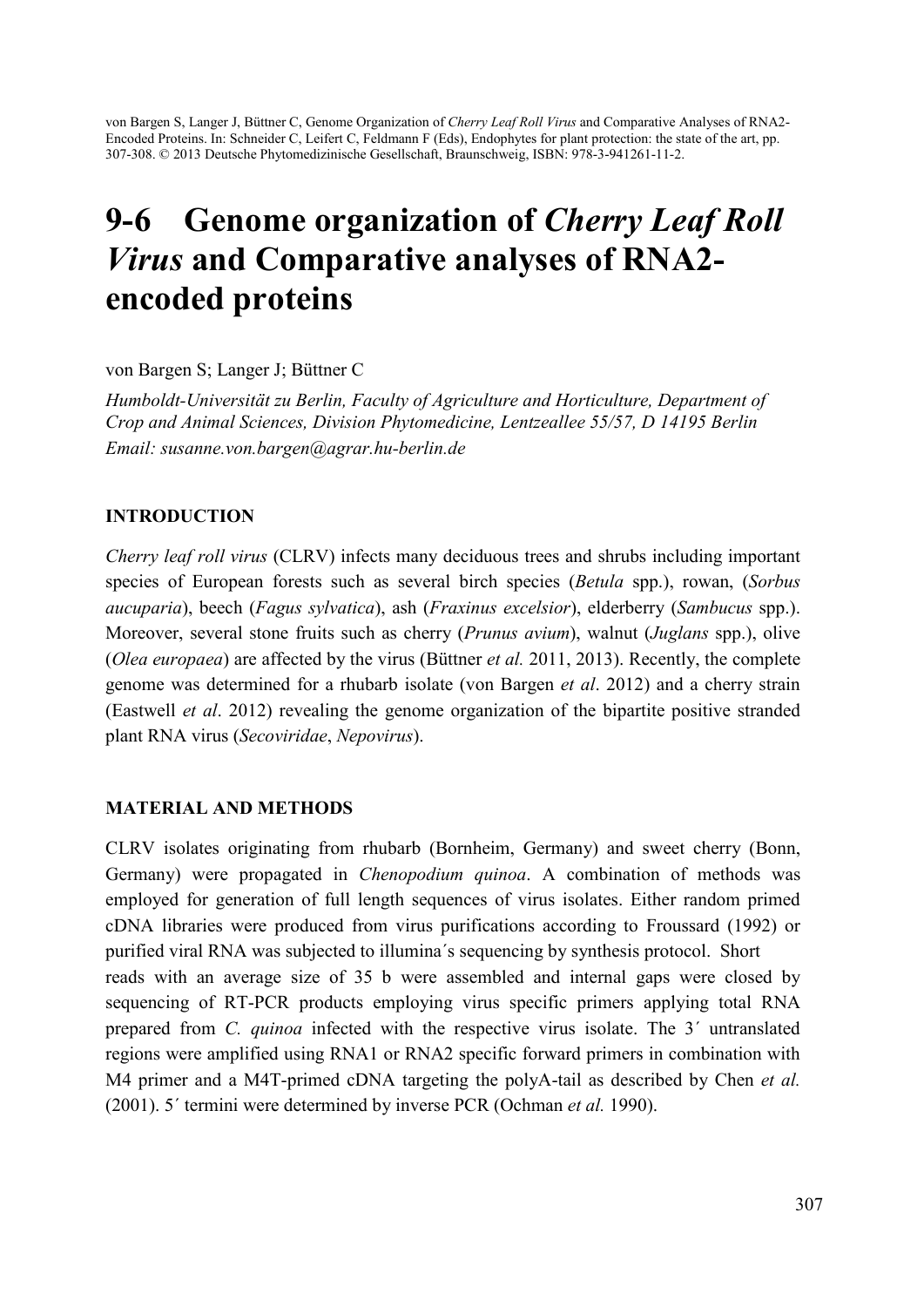von Bargen S, Langer J, Büttner C, Genome Organization of *Cherry Leaf Roll Virus* and Comparative Analyses of RNA2-Encoded Proteins. In: Schneider C, Leifert C, Feldmann F (Eds), Endophytes for plant protection: the state of the art, pp. 307-308. © 2013 Deutsche Phytomedizinische Gesellschaft, Braunschweig, ISBN: 978-3-941261-11-2.

# 9-6 Genome organization of *Cherry Leaf Roll Virus* and Comparative analyses of RNA2-encoded proteins

von Bargen S; Langer J; Büttner C

*Humboldt-Universität zu Berlin, Faculty of Agriculture and Horticulture, Department of Crop and Animal Sciences, Division Phytomedicine, Lentzeallee 55/57, D 14195 Berlin*
*Email: susanne.von.bargen@agrar.hu-berlin.de*

## INTRODUCTION

*Cherry leaf roll virus* (CLRV) infects many deciduous trees and shrubs including important species of European forests such as several birch species (*Betula* spp.), rowan, (*Sorbus aucuparia*), beech (*Fagus sylvatica*), ash (*Fraxinus excelsior*), elderberry (*Sambucus* spp.). Moreover, several stone fruits such as cherry (*Prunus avium*), walnut (*Juglans* spp.), olive (*Olea europaea*) are affected by the virus (Büttner *et al.* 2011, 2013). Recently, the complete genome was determined for a rhubarb isolate (von Bargen *et al*. 2012) and a cherry strain (Eastwell *et al*. 2012) revealing the genome organization of the bipartite positive stranded plant RNA virus (*Secoviridae*, *Nepovirus*).

## MATERIAL AND METHODS

CLRV isolates originating from rhubarb (Bornheim, Germany) and sweet cherry (Bonn, Germany) were propagated in *Chenopodium quinoa*. A combination of methods was employed for generation of full length sequences of virus isolates. Either random primed cDNA libraries were produced from virus purifications according to Froussard (1992) or purified viral RNA was subjected to illumina´s sequencing by synthesis protocol. Short reads with an average size of 35 b were assembled and internal gaps were closed by sequencing of RT-PCR products employing virus specific primers applying total RNA prepared from *C. quinoa* infected with the respective virus isolate. The 3´ untranslated regions were amplified using RNA1 or RNA2 specific forward primers in combination with M4 primer and a M4T-primed cDNA targeting the polyA-tail as described by Chen *et al.* (2001). 5´ termini were determined by inverse PCR (Ochman *et al.* 1990).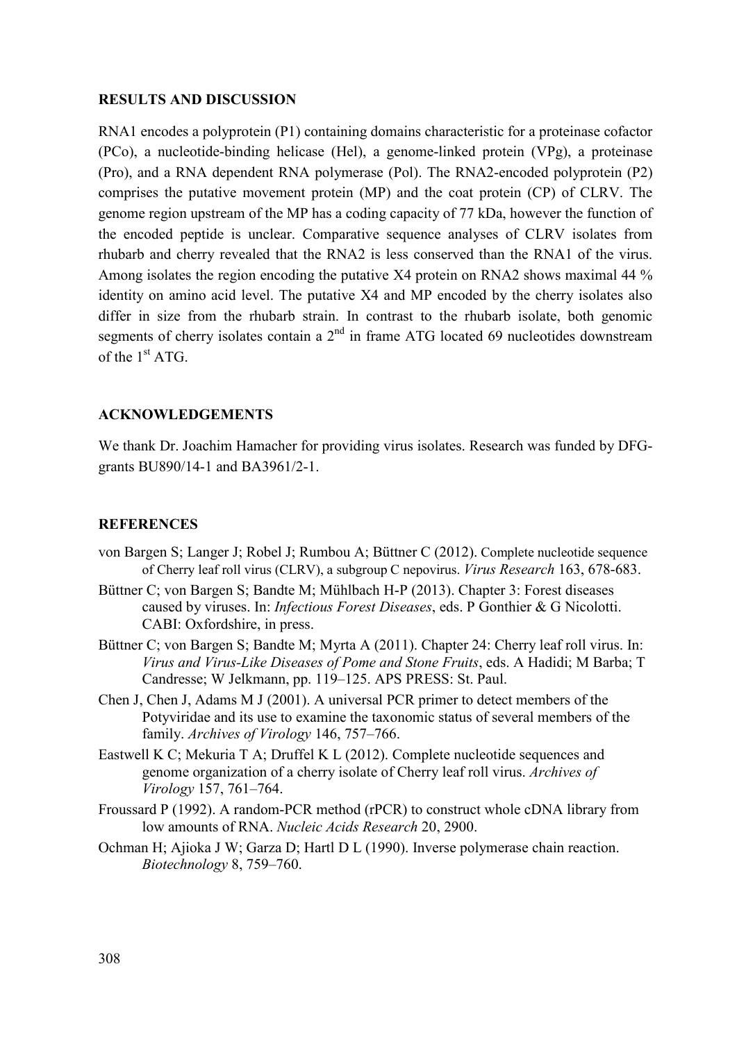## RESULTS AND DISCUSSION

RNA1 encodes a polyprotein (P1) containing domains characteristic for a proteinase cofactor (PCo), a nucleotide-binding helicase (Hel), a genome-linked protein (VPg), a proteinase (Pro), and a RNA dependent RNA polymerase (Pol). The RNA2-encoded polyprotein (P2) comprises the putative movement protein (MP) and the coat protein (CP) of CLRV. The genome region upstream of the MP has a coding capacity of 77 kDa, however the function of the encoded peptide is unclear. Comparative sequence analyses of CLRV isolates from rhubarb and cherry revealed that the RNA2 is less conserved than the RNA1 of the virus. Among isolates the region encoding the putative X4 protein on RNA2 shows maximal 44 % identity on amino acid level. The putative X4 and MP encoded by the cherry isolates also differ in size from the rhubarb strain. In contrast to the rhubarb isolate, both genomic segments of cherry isolates contain a 2nd in frame ATG located 69 nucleotides downstream of the 1st ATG.

## ACKNOWLEDGEMENTS

We thank Dr. Joachim Hamacher for providing virus isolates. Research was funded by DFG-grants BU890/14-1 and BA3961/2-1.

## REFERENCES

von Bargen S; Langer J; Robel J; Rumbou A; Büttner C (2012). Complete nucleotide sequence of Cherry leaf roll virus (CLRV), a subgroup C nepovirus. *Virus Research* 163, 678-683.

Büttner C; von Bargen S; Bandte M; Mühlbach H-P (2013). Chapter 3: Forest diseases caused by viruses. In: *Infectious Forest Diseases*, eds. P Gonthier & G Nicolotti. CABI: Oxfordshire, in press.

Büttner C; von Bargen S; Bandte M; Myrta A (2011). Chapter 24: Cherry leaf roll virus. In: *Virus and Virus-Like Diseases of Pome and Stone Fruits*, eds. A Hadidi; M Barba; T Candresse; W Jelkmann, pp. 119–125. APS PRESS: St. Paul.

Chen J, Chen J, Adams M J (2001). A universal PCR primer to detect members of the Potyviridae and its use to examine the taxonomic status of several members of the family. *Archives of Virology* 146, 757–766.

Eastwell K C; Mekuria T A; Druffel K L (2012). Complete nucleotide sequences and genome organization of a cherry isolate of Cherry leaf roll virus. *Archives of Virology* 157, 761–764.

Froussard P (1992). A random-PCR method (rPCR) to construct whole cDNA library from low amounts of RNA. *Nucleic Acids Research* 20, 2900.

Ochman H; Ajioka J W; Garza D; Hartl D L (1990). Inverse polymerase chain reaction. *Biotechnology* 8, 759–760.